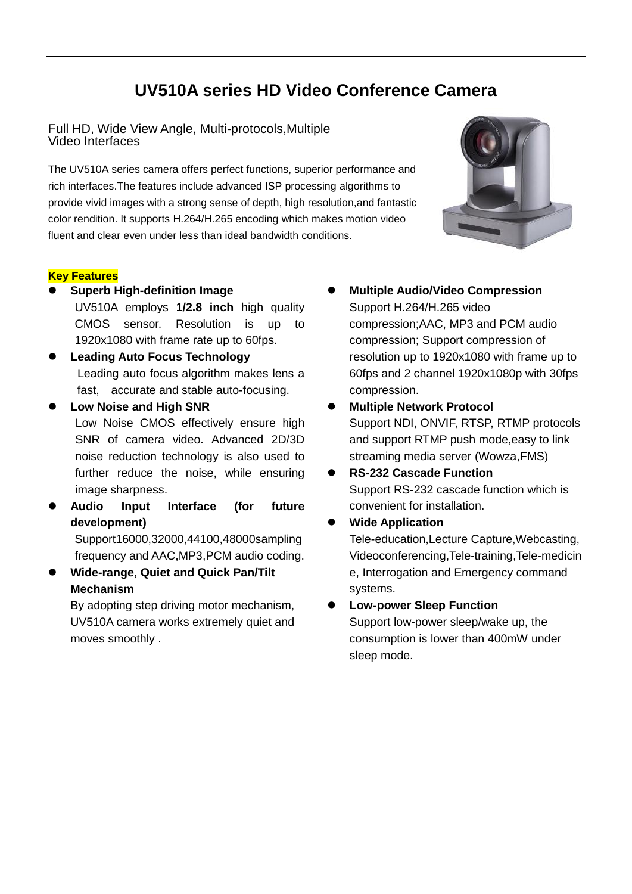# UV510A series HD Video Conference Camera

## Full HD, Wide View Angle, Multi-protocols,Multiple Video Interfaces

The UV510A series camera offers perfect functions, superior performance and rich interfaces.The features include advanced ISP processing algorithms to provide vivid images with a strong sense of depth, high resolution,and fantastic color rendition. It supports H.264/H.265 encoding which makes motion video fluent and clear even under less than ideal bandwidth conditions.

**Key Features**

- **Superb High-definition Image**
  UV510A employs **1/2.8 inch** high quality CMOS sensor. Resolution is up to 1920x1080 with frame rate up to 60fps.
- **Leading Auto Focus Technology**
  Leading auto focus algorithm makes lens a fast, accurate and stable auto-focusing.
- **Low Noise and High SNR**
  Low Noise CMOS effectively ensure high SNR of camera video. Advanced 2D/3D noise reduction technology is also used to further reduce the noise, while ensuring image sharpness.
- **Audio Input Interface (for future development)**
  Support16000,32000,44100,48000sampling frequency and AAC,MP3,PCM audio coding.
- **Wide-range, Quiet and Quick Pan/Tilt Mechanism**
  By adopting step driving motor mechanism, UV510A camera works extremely quiet and moves smoothly .
- **Multiple Audio/Video Compression**
  Support H.264/H.265 video compression;AAC, MP3 and PCM audio compression; Support compression of resolution up to 1920x1080 with frame up to 60fps and 2 channel 1920x1080p with 30fps compression.
- **Multiple Network Protocol**
  Support NDI, ONVIF, RTSP, RTMP protocols and support RTMP push mode,easy to link streaming media server (Wowza,FMS)
- **RS-232 Cascade Function**
  Support RS-232 cascade function which is convenient for installation.
- **Wide Application**
  Tele-education,Lecture Capture,Webcasting, Videoconferencing,Tele-training,Tele-medicine, Interrogation and Emergency command systems.
- **Low-power Sleep Function**
  Support low-power sleep/wake up, the consumption is lower than 400mW under sleep mode.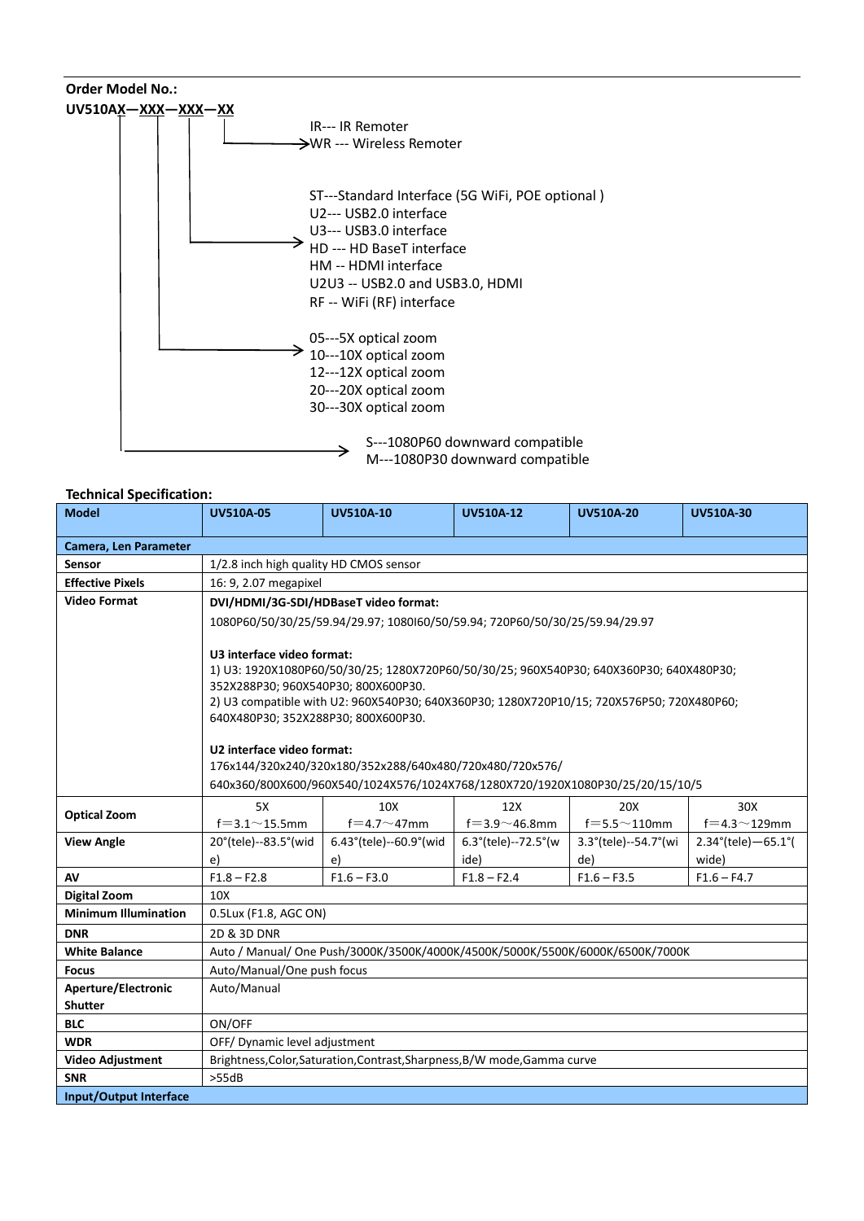**Order Model No.:**

**UV510AX—XXX—XXX—XX**

- **XX** (last field):
  - IR--- IR Remoter
  - WR --- Wireless Remoter
- **XXX** (third field):
  - ST---Standard Interface (5G WiFi, POE optional )
  - U2--- USB2.0 interface
  - U3--- USB3.0 interface
  - HD --- HD BaseT interface
  - HM -- HDMI interface
  - U2U3 -- USB2.0 and USB3.0, HDMI
  - RF -- WiFi (RF) interface
- **XXX** (second field):
  - 05---5X optical zoom
  - 10---10X optical zoom
  - 12---12X optical zoom
  - 20---20X optical zoom
  - 30---30X optical zoom
- **X** (after UV510A):
  - S---1080P60 downward compatible
  - M---1080P30 downward compatible

**Technical Specification:**

| Model | UV510A-05 | UV510A-10 | UV510A-12 | UV510A-20 | UV510A-30 |
|---|---|---|---|---|---|
| **Camera, Len Parameter** | | | | | |
| **Sensor** | 1/2.8 inch high quality HD CMOS sensor | | | | |
| **Effective Pixels** | 16: 9, 2.07 megapixel | | | | |
| **Video Format** | **DVI/HDMI/3G-SDI/HDBaseT video format:**<br>1080P60/50/30/25/59.94/29.97; 1080I60/50/59.94; 720P60/50/30/25/59.94/29.97<br><br>**U3 interface video format:**<br>1) U3: 1920X1080P60/50/30/25; 1280X720P60/50/30/25; 960X540P30; 640X360P30; 640X480P30; 352X288P30; 960X540P30; 800X600P30.<br>2) U3 compatible with U2: 960X540P30; 640X360P30; 1280X720P10/15; 720X576P50; 720X480P60; 640X480P30; 352X288P30; 800X600P30.<br><br>**U2 interface video format:**<br>176x144/320x240/320x180/352x288/640x480/720x480/720x576/<br>640x360/800X600/960X540/1024X576/1024X768/1280X720/1920X1080P30/25/20/15/10/5 | | | | |
| **Optical Zoom** | 5X<br>f＝3.1～15.5mm | 10X<br>f＝4.7～47mm | 12X<br>f＝3.9～46.8mm | 20X<br>f＝5.5～110mm | 30X<br>f＝4.3～129mm |
| **View Angle** | 20°(tele)--83.5°(wide) | 6.43°(tele)--60.9°(wide) | 6.3°(tele)--72.5°(wide) | 3.3°(tele)--54.7°(wide) | 2.34°(tele)—65.1°(wide) |
| **AV** | F1.8 – F2.8 | F1.6 – F3.0 | F1.8 – F2.4 | F1.6 – F3.5 | F1.6 – F4.7 |
| **Digital Zoom** | 10X | | | | |
| **Minimum Illumination** | 0.5Lux (F1.8, AGC ON) | | | | |
| **DNR** | 2D & 3D DNR | | | | |
| **White Balance** | Auto / Manual/ One Push/3000K/3500K/4000K/4500K/5000K/5500K/6000K/6500K/7000K | | | | |
| **Focus** | Auto/Manual/One push focus | | | | |
| **Aperture/Electronic Shutter** | Auto/Manual | | | | |
| **BLC** | ON/OFF | | | | |
| **WDR** | OFF/ Dynamic level adjustment | | | | |
| **Video Adjustment** | Brightness,Color,Saturation,Contrast,Sharpness,B/W mode,Gamma curve | | | | |
| **SNR** | >55dB | | | | |
| **Input/Output Interface** | | | | | |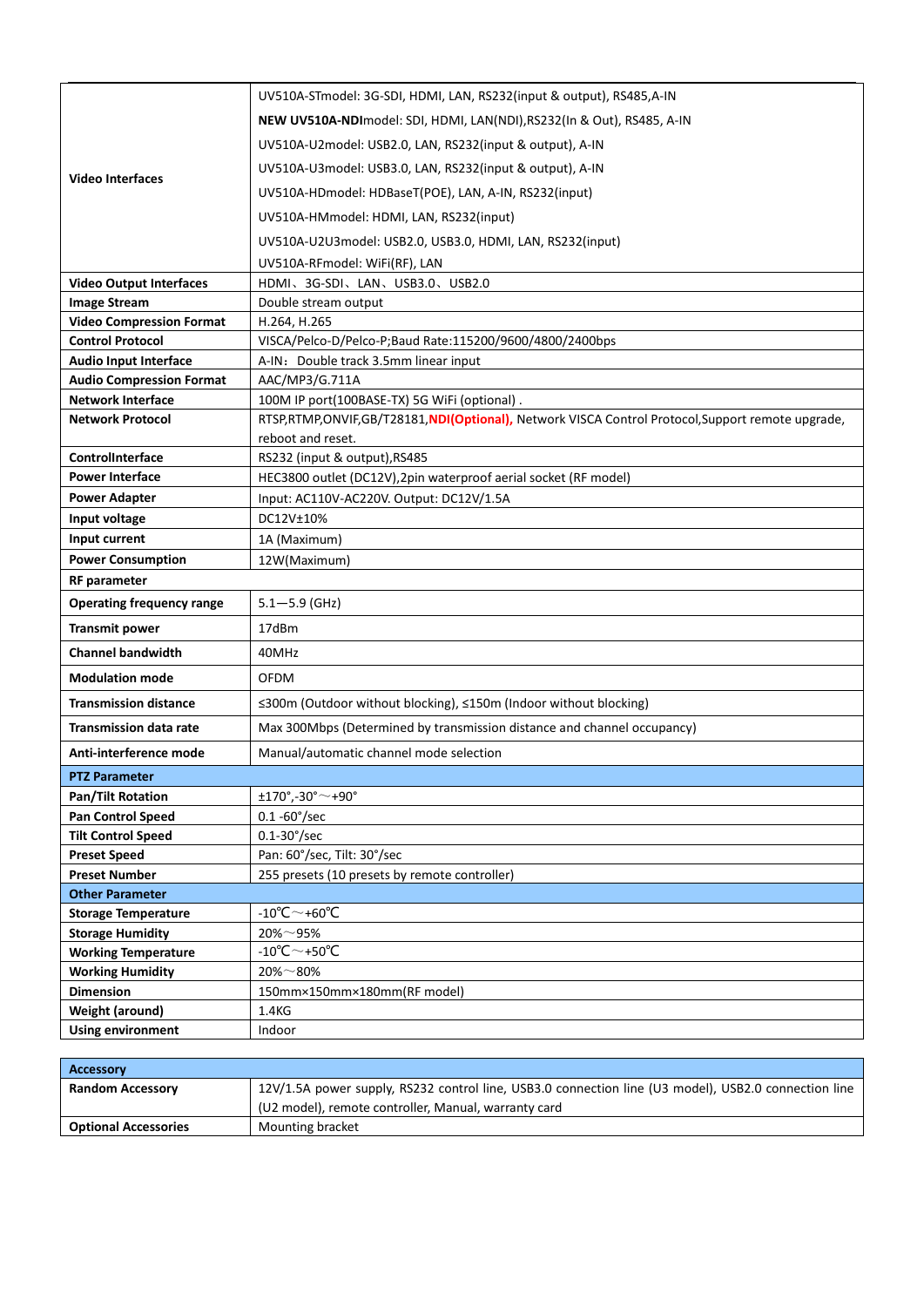| | |
|---|---|
| **Video Interfaces** | UV510A-STmodel: 3G-SDI, HDMI, LAN, RS232(input & output), RS485,A-IN<br>**NEW UV510A-NDI**model: SDI, HDMI, LAN(NDI),RS232(In & Out), RS485, A-IN<br>UV510A-U2model: USB2.0, LAN, RS232(input & output), A-IN<br>UV510A-U3model: USB3.0, LAN, RS232(input & output), A-IN<br>UV510A-HDmodel: HDBaseT(POE), LAN, A-IN, RS232(input)<br>UV510A-HMmodel: HDMI, LAN, RS232(input)<br>UV510A-U2U3model: USB2.0, USB3.0, HDMI, LAN, RS232(input)<br>UV510A-RFmodel: WiFi(RF), LAN |
| **Video Output Interfaces** | HDMI、3G-SDI、LAN、USB3.0、USB2.0 |
| **Image Stream** | Double stream output |
| **Video Compression Format** | H.264, H.265 |
| **Control Protocol** | VISCA/Pelco-D/Pelco-P;Baud Rate:115200/9600/4800/2400bps |
| **Audio Input Interface** | A-IN：Double track 3.5mm linear input |
| **Audio Compression Format** | AAC/MP3/G.711A |
| **Network Interface** | 100M IP port(100BASE-TX) 5G WiFi (optional) . |
| **Network Protocol** | RTSP,RTMP,ONVIF,GB/T28181,**NDI(Optional),** Network VISCA Control Protocol,Support remote upgrade, reboot and reset. |
| **ControlInterface** | RS232 (input & output),RS485 |
| **Power Interface** | HEC3800 outlet (DC12V),2pin waterproof aerial socket (RF model) |
| **Power Adapter** | Input: AC110V-AC220V. Output: DC12V/1.5A |
| **Input voltage** | DC12V±10% |
| **Input current** | 1A (Maximum) |
| **Power Consumption** | 12W(Maximum) |
| **RF parameter** | |
| **Operating frequency range** | 5.1—5.9 (GHz) |
| **Transmit power** | 17dBm |
| **Channel bandwidth** | 40MHz |
| **Modulation mode** | OFDM |
| **Transmission distance** | ≤300m (Outdoor without blocking), ≤150m (Indoor without blocking) |
| **Transmission data rate** | Max 300Mbps (Determined by transmission distance and channel occupancy) |
| **Anti-interference mode** | Manual/automatic channel mode selection |
| **PTZ Parameter** | |
| **Pan/Tilt Rotation** | ±170°,-30°～+90° |
| **Pan Control Speed** | 0.1 -60°/sec |
| **Tilt Control Speed** | 0.1-30°/sec |
| **Preset Speed** | Pan: 60°/sec, Tilt: 30°/sec |
| **Preset Number** | 255 presets (10 presets by remote controller) |
| **Other Parameter** | |
| **Storage Temperature** | -10℃～+60℃ |
| **Storage Humidity** | 20%～95% |
| **Working Temperature** | -10℃～+50℃ |
| **Working Humidity** | 20%～80% |
| **Dimension** | 150mm×150mm×180mm(RF model) |
| **Weight (around)** | 1.4KG |
| **Using environment** | Indoor |

| **Accessory** | |
|---|---|
| **Random Accessory** | 12V/1.5A power supply, RS232 control line, USB3.0 connection line (U3 model), USB2.0 connection line (U2 model), remote controller, Manual, warranty card |
| **Optional Accessories** | Mounting bracket |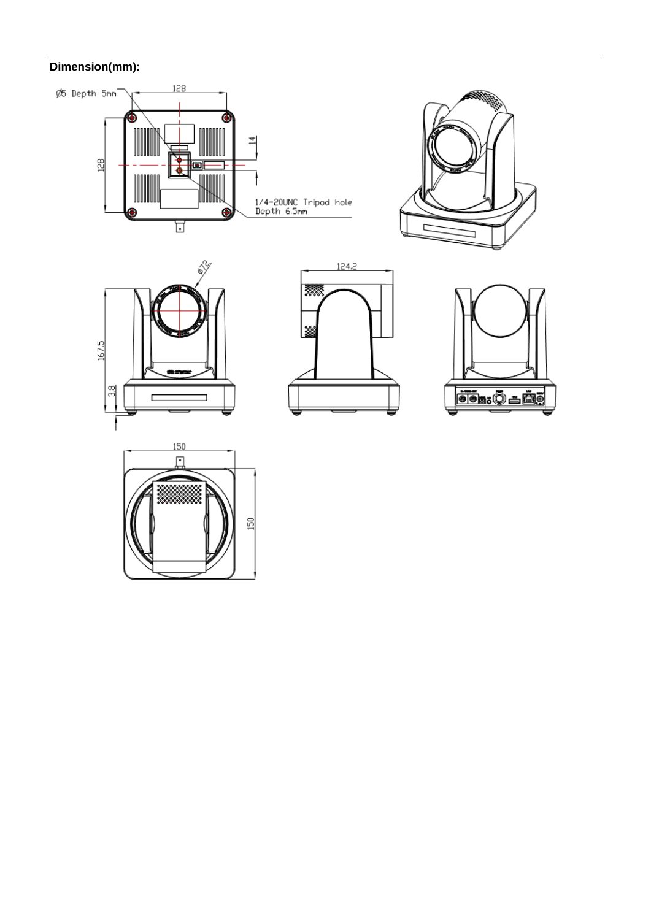**Dimension(mm):**

Ø5 Depth 5mm

128

128

14

1/4-20UNC Tripod hole
Depth 6.5mm

Ø72

167.5

3.8

124.2

150

150